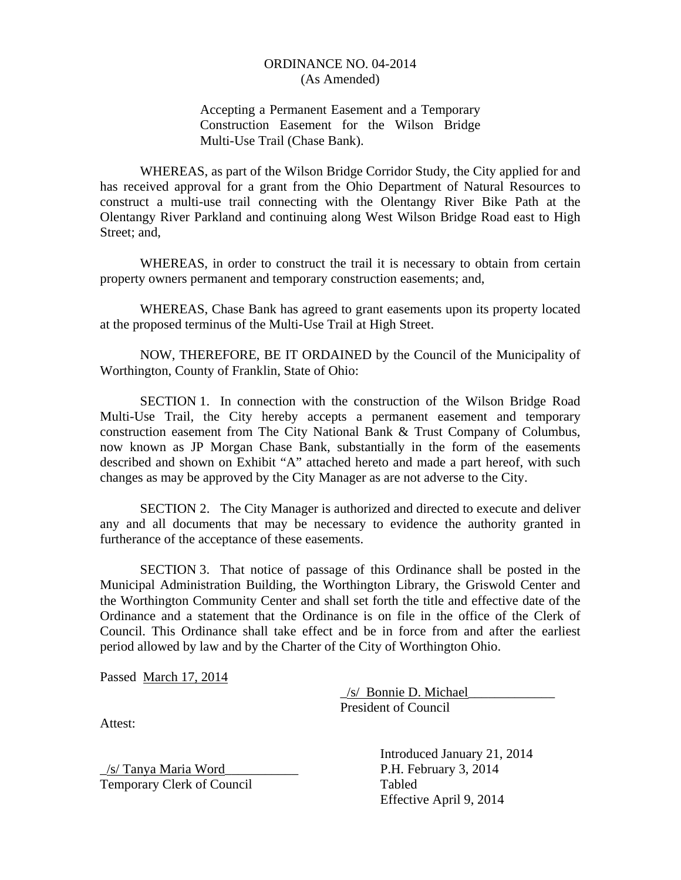# ORDINANCE NO. 04-2014
(As Amended)

Accepting a Permanent Easement and a Temporary Construction Easement for the Wilson Bridge Multi-Use Trail (Chase Bank).

WHEREAS, as part of the Wilson Bridge Corridor Study, the City applied for and has received approval for a grant from the Ohio Department of Natural Resources to construct a multi-use trail connecting with the Olentangy River Bike Path at the Olentangy River Parkland and continuing along West Wilson Bridge Road east to High Street; and,

WHEREAS, in order to construct the trail it is necessary to obtain from certain property owners permanent and temporary construction easements; and,

WHEREAS, Chase Bank has agreed to grant easements upon its property located at the proposed terminus of the Multi-Use Trail at High Street.

NOW, THEREFORE, BE IT ORDAINED by the Council of the Municipality of Worthington, County of Franklin, State of Ohio:

SECTION 1. In connection with the construction of the Wilson Bridge Road Multi-Use Trail, the City hereby accepts a permanent easement and temporary construction easement from The City National Bank & Trust Company of Columbus, now known as JP Morgan Chase Bank, substantially in the form of the easements described and shown on Exhibit "A" attached hereto and made a part hereof, with such changes as may be approved by the City Manager as are not adverse to the City.

SECTION 2. The City Manager is authorized and directed to execute and deliver any and all documents that may be necessary to evidence the authority granted in furtherance of the acceptance of these easements.

SECTION 3. That notice of passage of this Ordinance shall be posted in the Municipal Administration Building, the Worthington Library, the Griswold Center and the Worthington Community Center and shall set forth the title and effective date of the Ordinance and a statement that the Ordinance is on file in the office of the Clerk of Council. This Ordinance shall take effect and be in force from and after the earliest period allowed by law and by the Charter of the City of Worthington Ohio.

Passed March 17, 2014

/s/ Bonnie D. Michael
President of Council

Attest:

/s/ Tanya Maria Word
Temporary Clerk of Council

Introduced January 21, 2014
P.H. February 3, 2014
Tabled
Effective April 9, 2014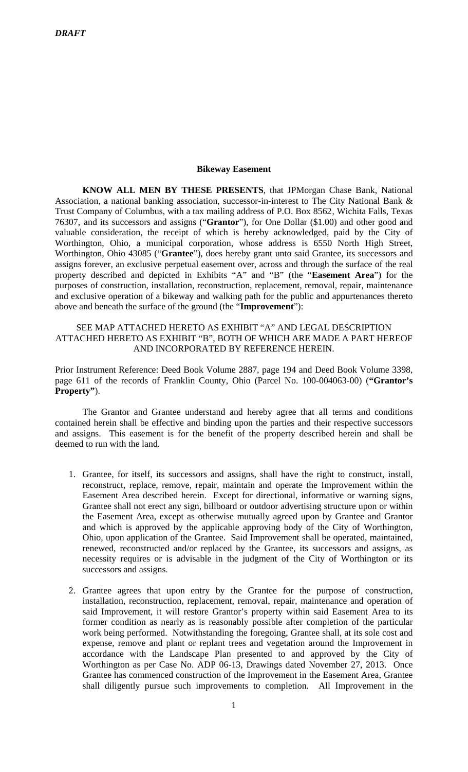*DRAFT*

**Bikeway Easement**

**KNOW ALL MEN BY THESE PRESENTS**, that JPMorgan Chase Bank, National Association, a national banking association, successor-in-interest to The City National Bank & Trust Company of Columbus, with a tax mailing address of P.O. Box 8562, Wichita Falls, Texas 76307, and its successors and assigns ("**Grantor**"), for One Dollar ($1.00) and other good and valuable consideration, the receipt of which is hereby acknowledged, paid by the City of Worthington, Ohio, a municipal corporation, whose address is 6550 North High Street, Worthington, Ohio 43085 ("**Grantee**"), does hereby grant unto said Grantee, its successors and assigns forever, an exclusive perpetual easement over, across and through the surface of the real property described and depicted in Exhibits "A" and "B" (the "**Easement Area**") for the purposes of construction, installation, reconstruction, replacement, removal, repair, maintenance and exclusive operation of a bikeway and walking path for the public and appurtenances thereto above and beneath the surface of the ground (the "**Improvement**"):

SEE MAP ATTACHED HERETO AS EXHIBIT "A" AND LEGAL DESCRIPTION ATTACHED HERETO AS EXHIBIT "B", BOTH OF WHICH ARE MADE A PART HEREOF AND INCORPORATED BY REFERENCE HEREIN.

Prior Instrument Reference: Deed Book Volume 2887, page 194 and Deed Book Volume 3398, page 611 of the records of Franklin County, Ohio (Parcel No. 100-004063-00) (**"Grantor's Property"**).

The Grantor and Grantee understand and hereby agree that all terms and conditions contained herein shall be effective and binding upon the parties and their respective successors and assigns. This easement is for the benefit of the property described herein and shall be deemed to run with the land.

1. Grantee, for itself, its successors and assigns, shall have the right to construct, install, reconstruct, replace, remove, repair, maintain and operate the Improvement within the Easement Area described herein. Except for directional, informative or warning signs, Grantee shall not erect any sign, billboard or outdoor advertising structure upon or within the Easement Area, except as otherwise mutually agreed upon by Grantee and Grantor and which is approved by the applicable approving body of the City of Worthington, Ohio, upon application of the Grantee. Said Improvement shall be operated, maintained, renewed, reconstructed and/or replaced by the Grantee, its successors and assigns, as necessity requires or is advisable in the judgment of the City of Worthington or its successors and assigns.

2. Grantee agrees that upon entry by the Grantee for the purpose of construction, installation, reconstruction, replacement, removal, repair, maintenance and operation of said Improvement, it will restore Grantor's property within said Easement Area to its former condition as nearly as is reasonably possible after completion of the particular work being performed. Notwithstanding the foregoing, Grantee shall, at its sole cost and expense, remove and plant or replant trees and vegetation around the Improvement in accordance with the Landscape Plan presented to and approved by the City of Worthington as per Case No. ADP 06-13, Drawings dated November 27, 2013. Once Grantee has commenced construction of the Improvement in the Easement Area, Grantee shall diligently pursue such improvements to completion. All Improvement in the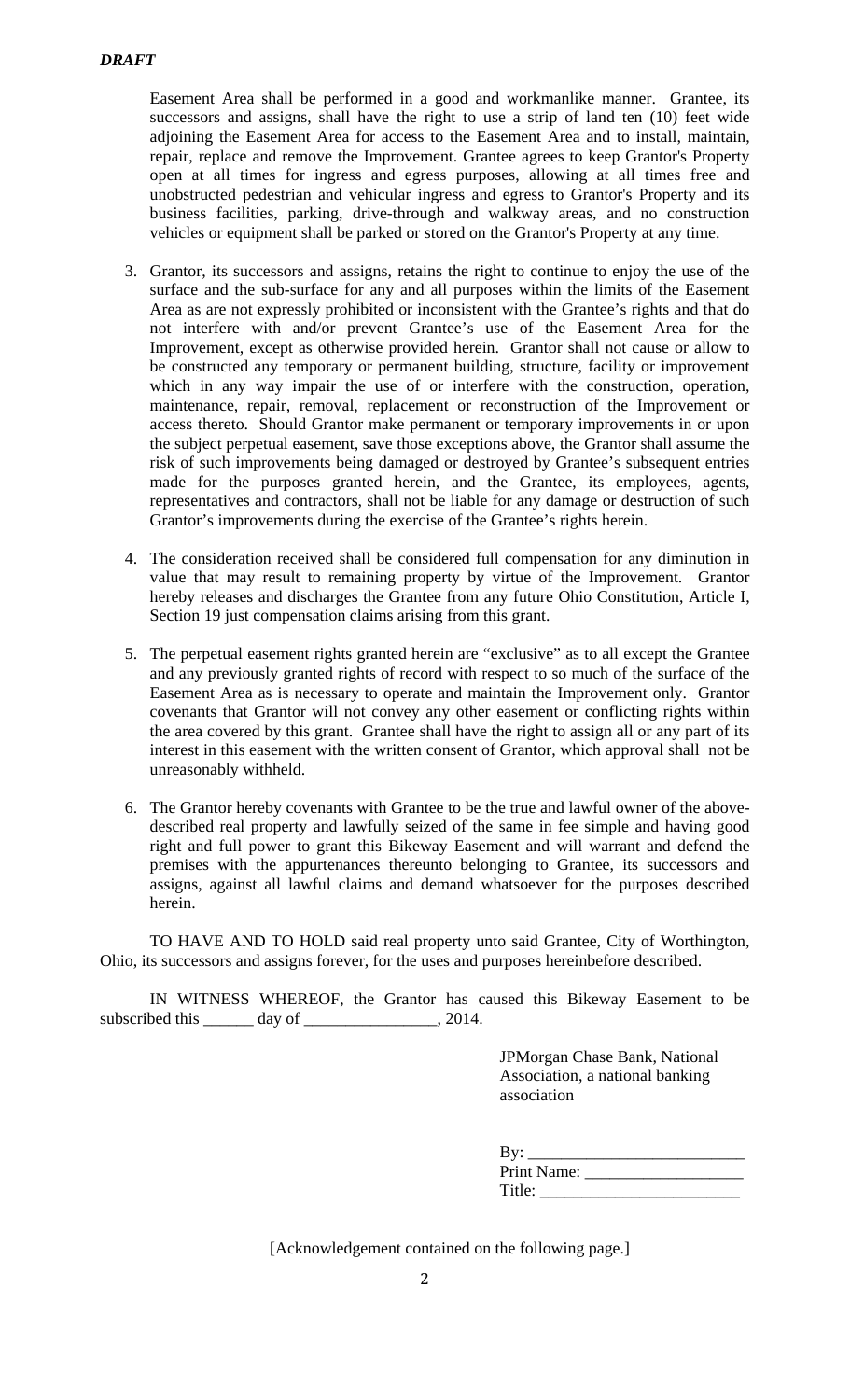*DRAFT*

Easement Area shall be performed in a good and workmanlike manner. Grantee, its successors and assigns, shall have the right to use a strip of land ten (10) feet wide adjoining the Easement Area for access to the Easement Area and to install, maintain, repair, replace and remove the Improvement. Grantee agrees to keep Grantor's Property open at all times for ingress and egress purposes, allowing at all times free and unobstructed pedestrian and vehicular ingress and egress to Grantor's Property and its business facilities, parking, drive-through and walkway areas, and no construction vehicles or equipment shall be parked or stored on the Grantor's Property at any time.

3. Grantor, its successors and assigns, retains the right to continue to enjoy the use of the surface and the sub-surface for any and all purposes within the limits of the Easement Area as are not expressly prohibited or inconsistent with the Grantee's rights and that do not interfere with and/or prevent Grantee's use of the Easement Area for the Improvement, except as otherwise provided herein. Grantor shall not cause or allow to be constructed any temporary or permanent building, structure, facility or improvement which in any way impair the use of or interfere with the construction, operation, maintenance, repair, removal, replacement or reconstruction of the Improvement or access thereto. Should Grantor make permanent or temporary improvements in or upon the subject perpetual easement, save those exceptions above, the Grantor shall assume the risk of such improvements being damaged or destroyed by Grantee's subsequent entries made for the purposes granted herein, and the Grantee, its employees, agents, representatives and contractors, shall not be liable for any damage or destruction of such Grantor's improvements during the exercise of the Grantee's rights herein.

4. The consideration received shall be considered full compensation for any diminution in value that may result to remaining property by virtue of the Improvement. Grantor hereby releases and discharges the Grantee from any future Ohio Constitution, Article I, Section 19 just compensation claims arising from this grant.

5. The perpetual easement rights granted herein are "exclusive" as to all except the Grantee and any previously granted rights of record with respect to so much of the surface of the Easement Area as is necessary to operate and maintain the Improvement only. Grantor covenants that Grantor will not convey any other easement or conflicting rights within the area covered by this grant. Grantee shall have the right to assign all or any part of its interest in this easement with the written consent of Grantor, which approval shall not be unreasonably withheld.

6. The Grantor hereby covenants with Grantee to be the true and lawful owner of the above-described real property and lawfully seized of the same in fee simple and having good right and full power to grant this Bikeway Easement and will warrant and defend the premises with the appurtenances thereunto belonging to Grantee, its successors and assigns, against all lawful claims and demand whatsoever for the purposes described herein.

TO HAVE AND TO HOLD said real property unto said Grantee, City of Worthington, Ohio, its successors and assigns forever, for the uses and purposes hereinbefore described.

IN WITNESS WHEREOF, the Grantor has caused this Bikeway Easement to be subscribed this ______ day of ________________, 2014.

JPMorgan Chase Bank, National Association, a national banking association

By: __________________________
Print Name: ___________________
Title: ________________________

[Acknowledgement contained on the following page.]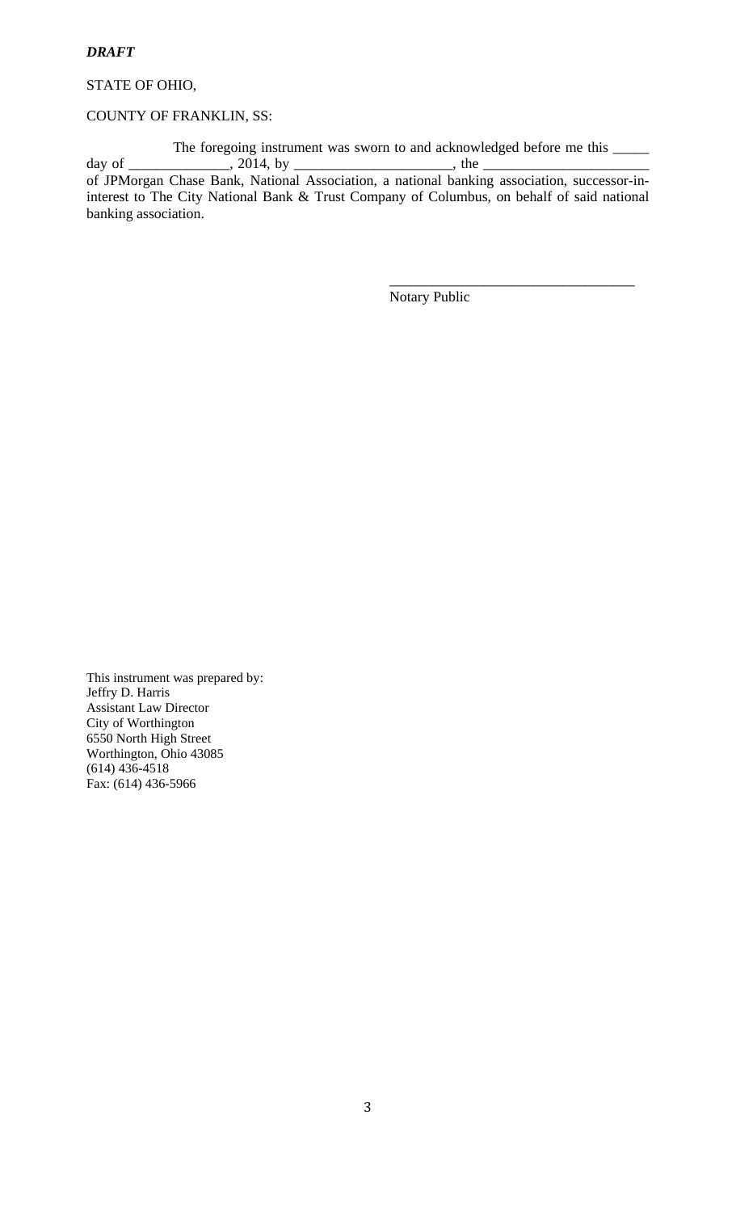***DRAFT***

STATE OF OHIO,

COUNTY OF FRANKLIN, SS:

The foregoing instrument was sworn to and acknowledged before me this _____ day of ______________, 2014, by _____________________, the _______________________ of JPMorgan Chase Bank, National Association, a national banking association, successor-in-interest to The City National Bank & Trust Company of Columbus, on behalf of said national banking association.

__________________________________
Notary Public

This instrument was prepared by:
Jeffry D. Harris
Assistant Law Director
City of Worthington
6550 North High Street
Worthington, Ohio 43085
(614) 436-4518
Fax: (614) 436-5966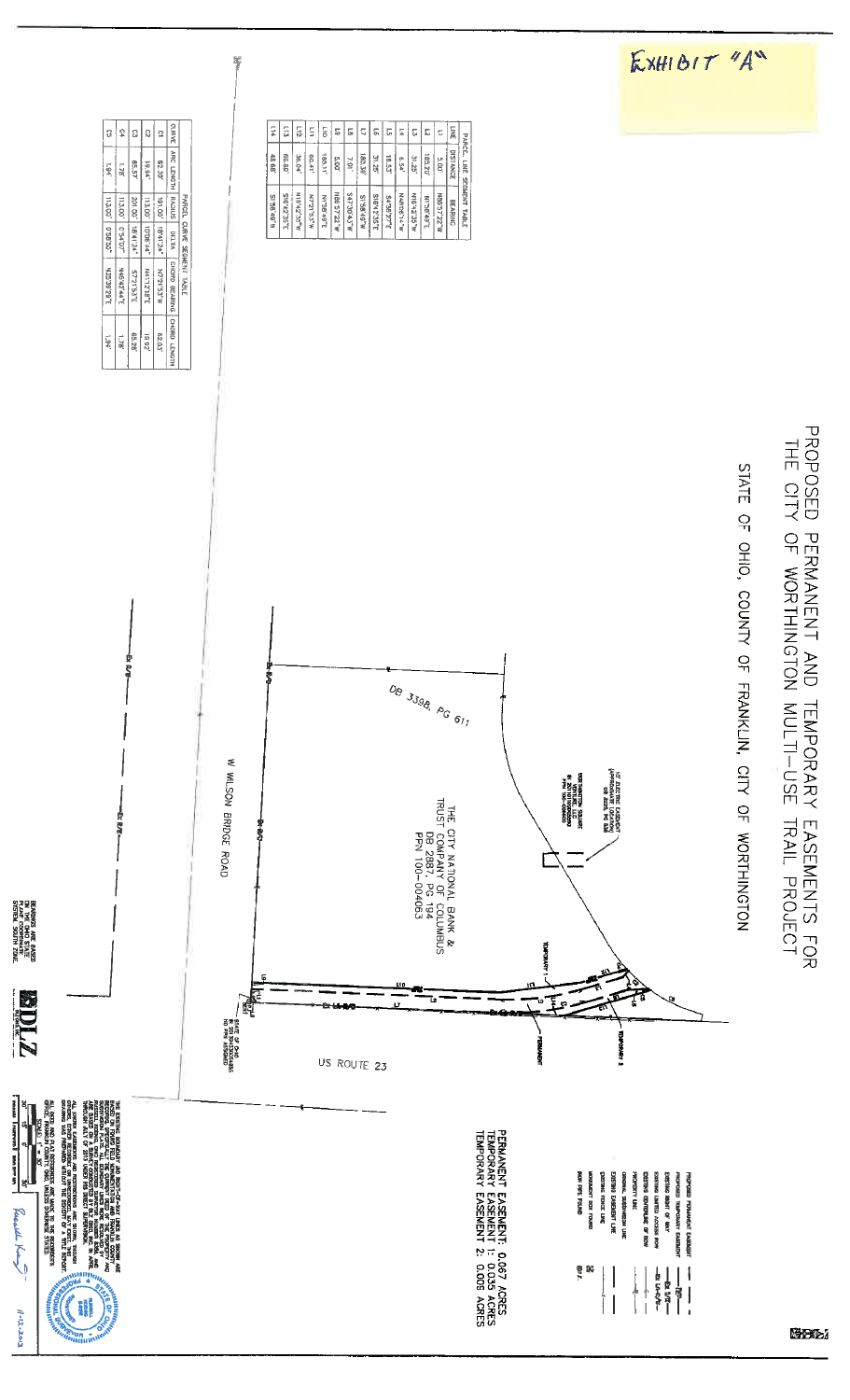EXHIBIT "A"

# PROPOSED PERMANENT AND TEMPORARY EASEMENTS FOR THE CITY OF WORTHINGTON MULTI-USE TRAIL PROJECT

## STATE OF OHIO, COUNTY OF FRANKLIN, CITY OF WORTHINGTON

| PARCEL LINE SEGMENT TABLE | | |
|---|---|---|
| LINE | DISTANCE | BEARING |
| L1 | 5.00' | N88°57'22"W |
| L2 | 165.20' | N1°58'49"E |
| L3 | 31.25' | N16°42'35"W |
| L4 | 6.54' | N44°06'14"W |
| L5 | 18.53' | S4°36'37"E |
| L6 | 31.25' | S16°42'35"E |
| L7 | 165.39' | S1°58'49"W |
| L8 | 7.91' | S47°30'43"W |
| L9 | 5.00' | N88°57'22"W |
| L10 | 165.11' | N1°58'49"E |
| L11 | 60.41' | N7°21'53"W |
| L12 | 36.04' | N16°42'35"W |
| L13 | 66.86' | S16°42'35"E |
| L14 | 48.68' | S1°58'49"W |

| PARCEL CURVE SEGMENT TABLE | | | | | |
|---|---|---|---|---|---|
| CURVE | ARC LENGTH | RADIUS | DELTA | CHORD BEARING | CHORD LENGTH |
| C1 | 62.39' | 191.00' | 18°41'24" | N7°21'53"W | 62.03' |
| C2 | 18.94' | 113.00' | 10°06'44" | N41°12'18"E | 18.92' |
| C3 | 65.57' | 201.00' | 18°41'24" | S7°21'53"E | 65.28' |
| C4 | 1.78' | 113.00' | 0°54'07" | N46°42'44"E | 1.78' |
| C5 | 1.94' | 113.00' | 0°58'50" | N32°39'29"E | 1.94' |

DB 3398, PG 611

THE CITY NATIONAL BANK & TRUST COMPANY OF COLUMBUS
DB 2887, PG 194
PRN 100-004063

10' ELECTRIC EASEMENT (APPROXIMATE LOCATION) DB 3226, PG 608

WORTHINGTON SQUARE
INSTR 201101100001 0000
PRN 100-004602

TEMPORARY 1

TEMPORARY 2

PERMANENT

W WILSON BRIDGE ROAD

US ROUTE 23

STATE OF OHIO NO PID ASSIGNED

PROPOSED PERMANENT EASEMENT
PROPOSED TEMPORARY EASEMENT
EXISTING RIGHT OF WAY
EXISTING LIMITED ACCESS R/W
EXISTING CENTERLINE OF R/W
PROPERTY LINE
ORIGINAL SUBDIVISION LINE
EXISTING EASEMENT LINE
EXISTING FENCE LINE
MONUMENT BOX FOUND
IRON PIPE FOUND

PERMANENT EASEMENT: 0.067 ACRES
TEMPORARY EASEMENT 1: 0.035 ACRES
TEMPORARY EASEMENT 2: 0.005 ACRES

BEARINGS ARE BASED ON THE OHIO STATE PLANE COORDINATE SYSTEM, SOUTH ZONE.

DLZ

11-12-2013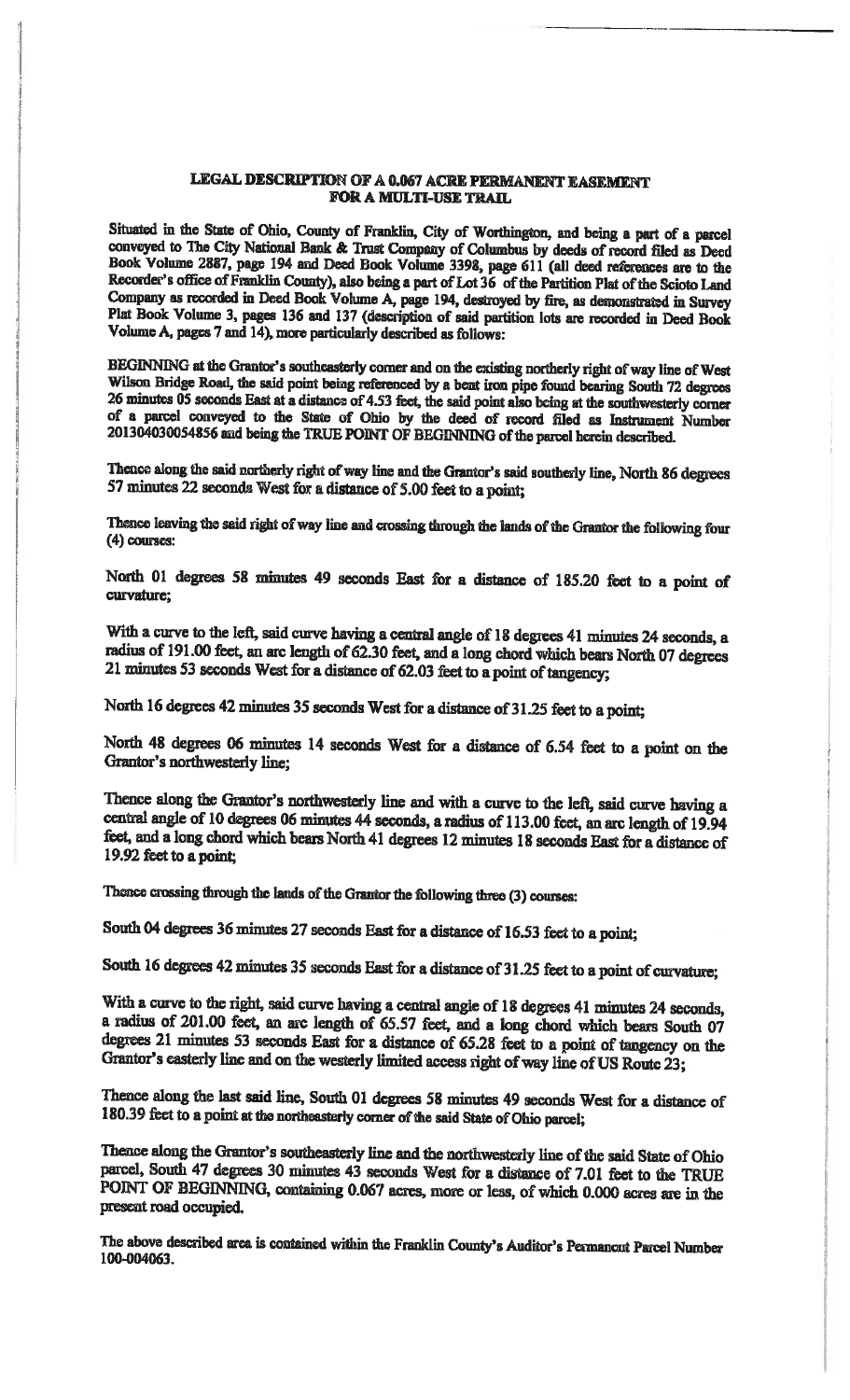# LEGAL DESCRIPTION OF A 0.067 ACRE PERMANENT EASEMENT FOR A MULTI-USE TRAIL

Situated in the State of Ohio, County of Franklin, City of Worthington, and being a part of a parcel conveyed to The City National Bank & Trust Company of Columbus by deeds of record filed as Deed Book Volume 2887, page 194 and Deed Book Volume 3398, page 611 (all deed references are to the Recorder's office of Franklin County), also being a part of Lot 36 of the Partition Plat of the Scioto Land Company as recorded in Deed Book Volume A, page 194, destroyed by fire, as demonstrated in Survey Plat Book Volume 3, pages 136 and 137 (description of said partition lots are recorded in Deed Book Volume A, pages 7 and 14), more particularly described as follows:

BEGINNING at the Grantor's southeasterly corner and on the existing northerly right of way line of West Wilson Bridge Road, the said point being referenced by a bent iron pipe found bearing South 72 degrees 26 minutes 05 seconds East at a distance of 4.53 feet, the said point also being at the southwesterly corner of a parcel conveyed to the State of Ohio by the deed of record filed as Instrument Number 201304030054856 and being the TRUE POINT OF BEGINNING of the parcel herein described.

Thence along the said northerly right of way line and the Grantor's said southerly line, North 86 degrees 57 minutes 22 seconds West for a distance of 5.00 feet to a point;

Thence leaving the said right of way line and crossing through the lands of the Grantor the following four (4) courses:

North 01 degrees 58 minutes 49 seconds East for a distance of 185.20 feet to a point of curvature;

With a curve to the left, said curve having a central angle of 18 degrees 41 minutes 24 seconds, a radius of 191.00 feet, an arc length of 62.30 feet, and a long chord which bears North 07 degrees 21 minutes 53 seconds West for a distance of 62.03 feet to a point of tangency;

North 16 degrees 42 minutes 35 seconds West for a distance of 31.25 feet to a point;

North 48 degrees 06 minutes 14 seconds West for a distance of 6.54 feet to a point on the Grantor's northwesterly line;

Thence along the Grantor's northwesterly line and with a curve to the left, said curve having a central angle of 10 degrees 06 minutes 44 seconds, a radius of 113.00 feet, an arc length of 19.94 feet, and a long chord which bears North 41 degrees 12 minutes 18 seconds East for a distance of 19.92 feet to a point;

Thence crossing through the lands of the Grantor the following three (3) courses:

South 04 degrees 36 minutes 27 seconds East for a distance of 16.53 feet to a point;

South 16 degrees 42 minutes 35 seconds East for a distance of 31.25 feet to a point of curvature;

With a curve to the right, said curve having a central angle of 18 degrees 41 minutes 24 seconds, a radius of 201.00 feet, an arc length of 65.57 feet, and a long chord which bears South 07 degrees 21 minutes 53 seconds East for a distance of 65.28 feet to a point of tangency on the Grantor's easterly line and on the westerly limited access right of way line of US Route 23;

Thence along the last said line, South 01 degrees 58 minutes 49 seconds West for a distance of 180.39 feet to a point at the northeasterly corner of the said State of Ohio parcel;

Thence along the Grantor's southeasterly line and the northwesterly line of the said State of Ohio parcel, South 47 degrees 30 minutes 43 seconds West for a distance of 7.01 feet to the TRUE POINT OF BEGINNING, containing 0.067 acres, more or less, of which 0.000 acres are in the present road occupied.

The above described area is contained within the Franklin County's Auditor's Permanent Parcel Number 100-004063.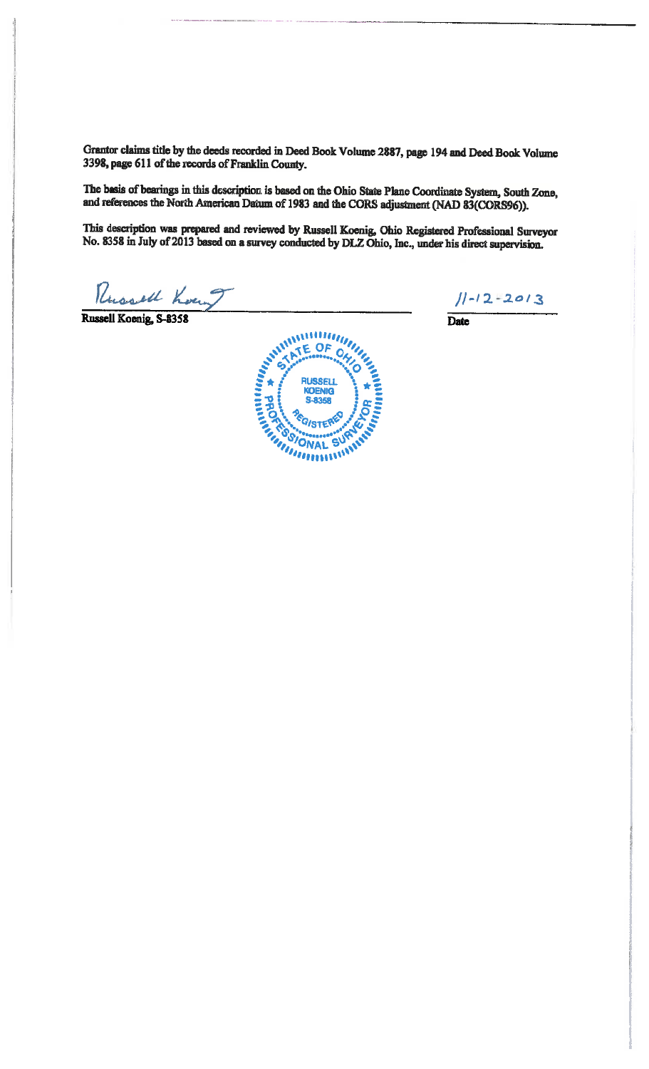Grantor claims title by the deeds recorded in Deed Book Volume 2887, page 194 and Deed Book Volume 3398, page 611 of the records of Franklin County.

The basis of bearings in this description is based on the Ohio State Plane Coordinate System, South Zone, and references the North American Datum of 1983 and the CORS adjustment (NAD 83(CORS96)).

This description was prepared and reviewed by Russell Koenig, Ohio Registered Professional Surveyor No. 8358 in July of 2013 based on a survey conducted by DLZ Ohio, Inc., under his direct supervision.

Russell Koenig

Russell Koenig, S-8358

11-12-2013

Date

STATE OF OHIO
RUSSELL
KOENIG
S-8358
REGISTERED
PROFESSIONAL SURVEYOR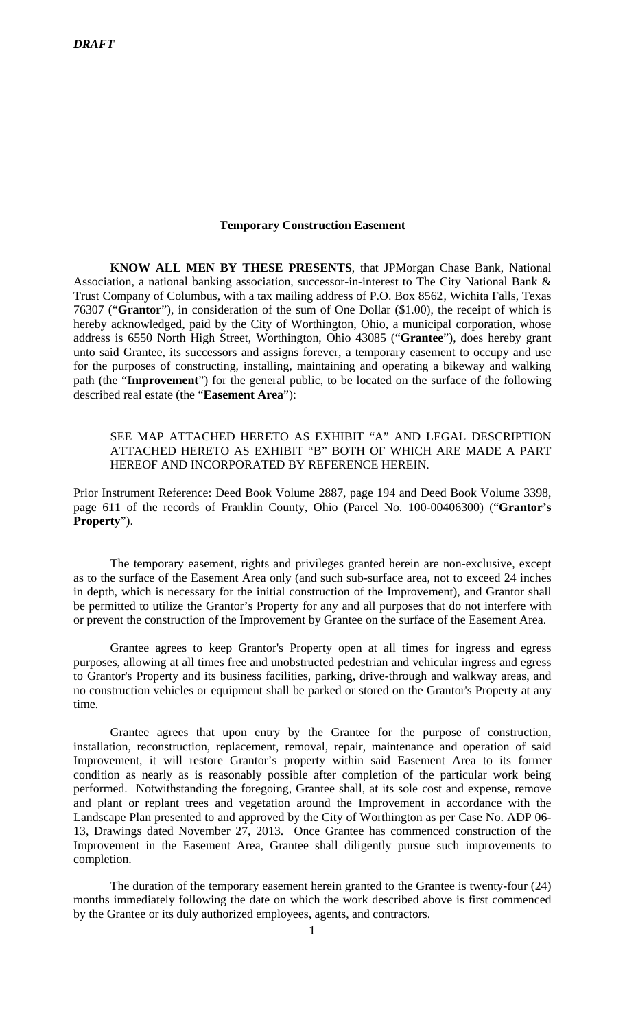*DRAFT*

**Temporary Construction Easement**

**KNOW ALL MEN BY THESE PRESENTS**, that JPMorgan Chase Bank, National Association, a national banking association, successor-in-interest to The City National Bank & Trust Company of Columbus, with a tax mailing address of P.O. Box 8562, Wichita Falls, Texas 76307 ("**Grantor**"), in consideration of the sum of One Dollar ($1.00), the receipt of which is hereby acknowledged, paid by the City of Worthington, Ohio, a municipal corporation, whose address is 6550 North High Street, Worthington, Ohio 43085 ("**Grantee**"), does hereby grant unto said Grantee, its successors and assigns forever, a temporary easement to occupy and use for the purposes of constructing, installing, maintaining and operating a bikeway and walking path (the "**Improvement**") for the general public, to be located on the surface of the following described real estate (the "**Easement Area**"):

SEE MAP ATTACHED HERETO AS EXHIBIT "A" AND LEGAL DESCRIPTION ATTACHED HERETO AS EXHIBIT "B" BOTH OF WHICH ARE MADE A PART HEREOF AND INCORPORATED BY REFERENCE HEREIN.

Prior Instrument Reference: Deed Book Volume 2887, page 194 and Deed Book Volume 3398, page 611 of the records of Franklin County, Ohio (Parcel No. 100-00406300) ("**Grantor's Property**").

The temporary easement, rights and privileges granted herein are non-exclusive, except as to the surface of the Easement Area only (and such sub-surface area, not to exceed 24 inches in depth, which is necessary for the initial construction of the Improvement), and Grantor shall be permitted to utilize the Grantor's Property for any and all purposes that do not interfere with or prevent the construction of the Improvement by Grantee on the surface of the Easement Area.

Grantee agrees to keep Grantor's Property open at all times for ingress and egress purposes, allowing at all times free and unobstructed pedestrian and vehicular ingress and egress to Grantor's Property and its business facilities, parking, drive-through and walkway areas, and no construction vehicles or equipment shall be parked or stored on the Grantor's Property at any time.

Grantee agrees that upon entry by the Grantee for the purpose of construction, installation, reconstruction, replacement, removal, repair, maintenance and operation of said Improvement, it will restore Grantor's property within said Easement Area to its former condition as nearly as is reasonably possible after completion of the particular work being performed. Notwithstanding the foregoing, Grantee shall, at its sole cost and expense, remove and plant or replant trees and vegetation around the Improvement in accordance with the Landscape Plan presented to and approved by the City of Worthington as per Case No. ADP 06-13, Drawings dated November 27, 2013. Once Grantee has commenced construction of the Improvement in the Easement Area, Grantee shall diligently pursue such improvements to completion.

The duration of the temporary easement herein granted to the Grantee is twenty-four (24) months immediately following the date on which the work described above is first commenced by the Grantee or its duly authorized employees, agents, and contractors.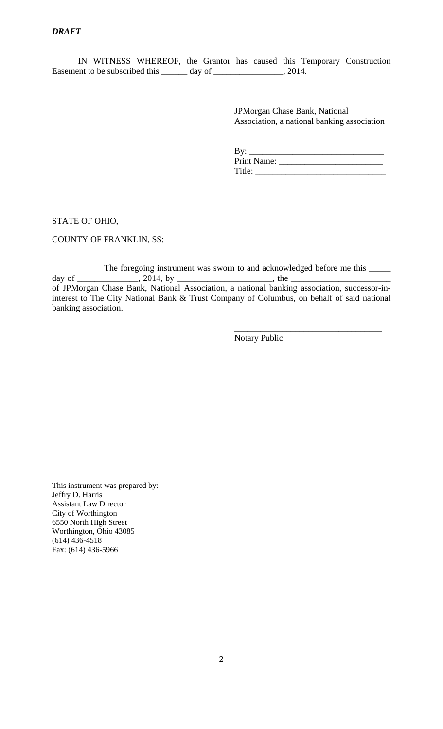***DRAFT***

IN WITNESS WHEREOF, the Grantor has caused this Temporary Construction Easement to be subscribed this ______ day of ________________, 2014.

JPMorgan Chase Bank, National Association, a national banking association

By: _______________________________
Print Name: ________________________
Title: ______________________________

STATE OF OHIO,

COUNTY OF FRANKLIN, SS:

The foregoing instrument was sworn to and acknowledged before me this _____ day of ______________, 2014, by _____________________, the _______________________ of JPMorgan Chase Bank, National Association, a national banking association, successor-in-interest to The City National Bank & Trust Company of Columbus, on behalf of said national banking association.

__________________________________
Notary Public

This instrument was prepared by:
Jeffry D. Harris
Assistant Law Director
City of Worthington
6550 North High Street
Worthington, Ohio 43085
(614) 436-4518
Fax: (614) 436-5966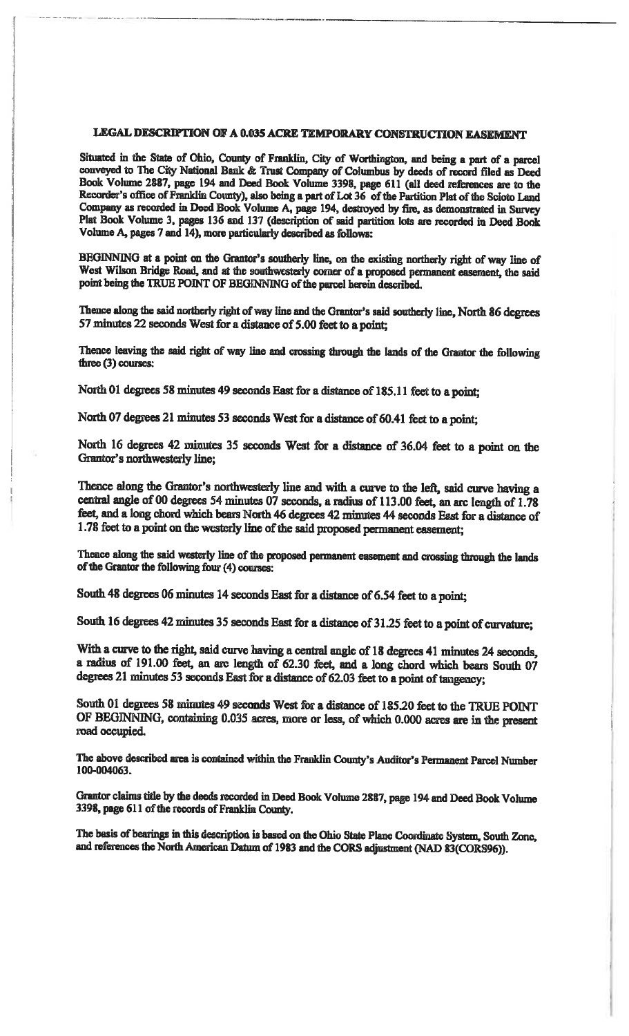## LEGAL DESCRIPTION OF A 0.035 ACRE TEMPORARY CONSTRUCTION EASEMENT

Situated in the State of Ohio, County of Franklin, City of Worthington, and being a part of a parcel conveyed to The City National Bank & Trust Company of Columbus by deeds of record filed as Deed Book Volume 2887, page 194 and Deed Book Volume 3398, page 611 (all deed references are to the Recorder's office of Franklin County), also being a part of Lot 36 of the Partition Plat of the Scioto Land Company as recorded in Deed Book Volume A, page 194, destroyed by fire, as demonstrated in Survey Plat Book Volume 3, pages 136 and 137 (description of said partition lots are recorded in Deed Book Volume A, pages 7 and 14), more particularly described as follows:

BEGINNING at a point on the Grantor's southerly line, on the existing northerly right of way line of West Wilson Bridge Road, and at the southwesterly corner of a proposed permanent easement, the said point being the TRUE POINT OF BEGINNING of the parcel herein described.

Thence along the said northerly right of way line and the Grantor's said southerly line, North 86 degrees 57 minutes 22 seconds West for a distance of 5.00 feet to a point;

Thence leaving the said right of way line and crossing through the lands of the Grantor the following three (3) courses:

North 01 degrees 58 minutes 49 seconds East for a distance of 185.11 feet to a point;

North 07 degrees 21 minutes 53 seconds West for a distance of 60.41 feet to a point;

North 16 degrees 42 minutes 35 seconds West for a distance of 36.04 feet to a point on the Grantor's northwesterly line;

Thence along the Grantor's northwesterly line and with a curve to the left, said curve having a central angle of 00 degrees 54 minutes 07 seconds, a radius of 113.00 feet, an arc length of 1.78 feet, and a long chord which bears North 46 degrees 42 minutes 44 seconds East for a distance of 1.78 feet to a point on the westerly line of the said proposed permanent easement;

Thence along the said westerly line of the proposed permanent easement and crossing through the lands of the Grantor the following four (4) courses:

South 48 degrees 06 minutes 14 seconds East for a distance of 6.54 feet to a point;

South 16 degrees 42 minutes 35 seconds East for a distance of 31.25 feet to a point of curvature;

With a curve to the right, said curve having a central angle of 18 degrees 41 minutes 24 seconds, a radius of 191.00 feet, an arc length of 62.30 feet, and a long chord which bears South 07 degrees 21 minutes 53 seconds East for a distance of 62.03 feet to a point of tangency;

South 01 degrees 58 minutes 49 seconds West for a distance of 185.20 feet to the TRUE POINT OF BEGINNING, containing 0.035 acres, more or less, of which 0.000 acres are in the present road occupied.

The above described area is contained within the Franklin County's Auditor's Permanent Parcel Number 100-004063.

Grantor claims title by the deeds recorded in Deed Book Volume 2887, page 194 and Deed Book Volume 3398, page 611 of the records of Franklin County.

The basis of bearings in this description is based on the Ohio State Plane Coordinate System, South Zone, and references the North American Datum of 1983 and the CORS adjustment (NAD 83(CORS96)).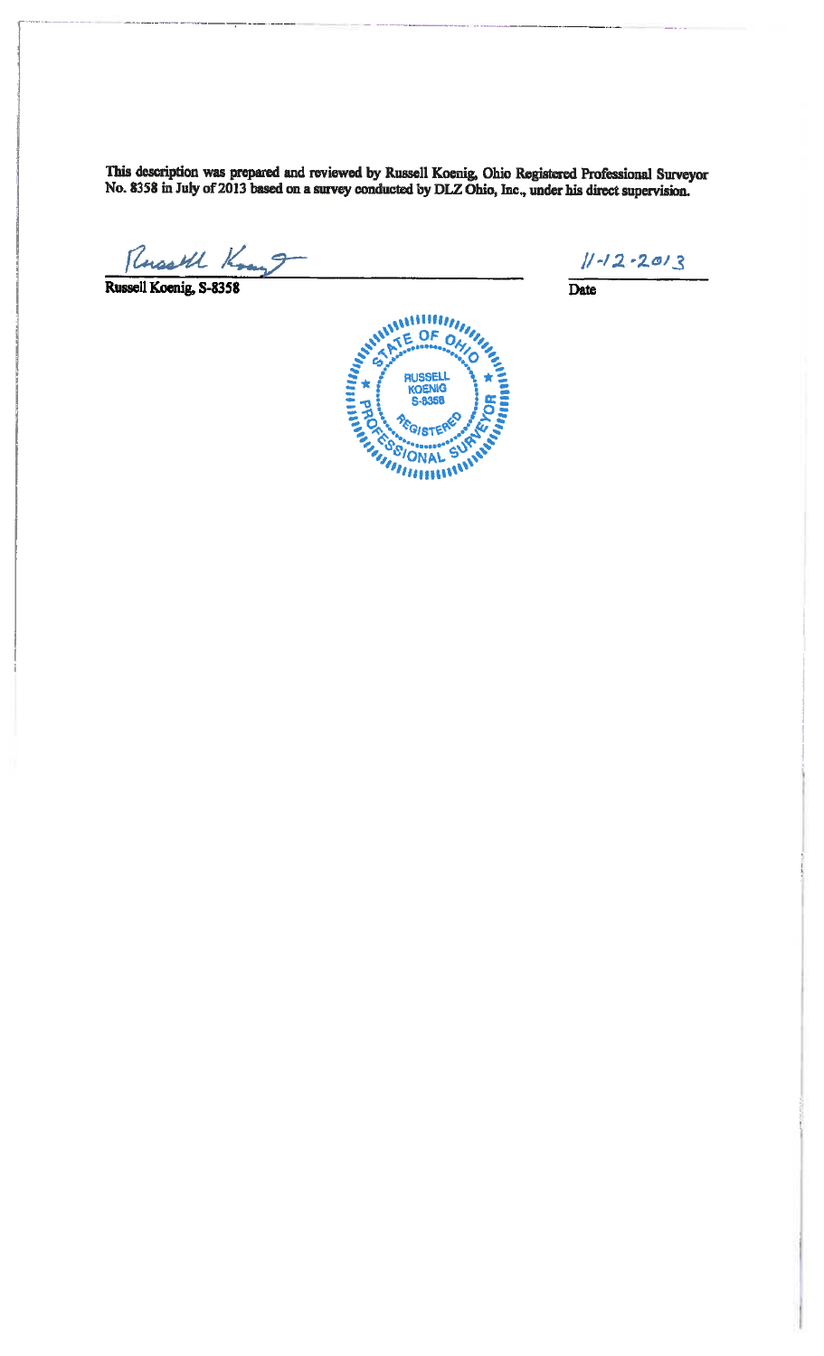This description was prepared and reviewed by Russell Koenig, Ohio Registered Professional Surveyor No. 8358 in July of 2013 based on a survey conducted by DLZ Ohio, Inc., under his direct supervision.

Russell Koenig, S-8358

11-12-2013

Date

STATE OF OHIO
RUSSELL
KOENIG
S-8358
REGISTERED
PROFESSIONAL SURVEYOR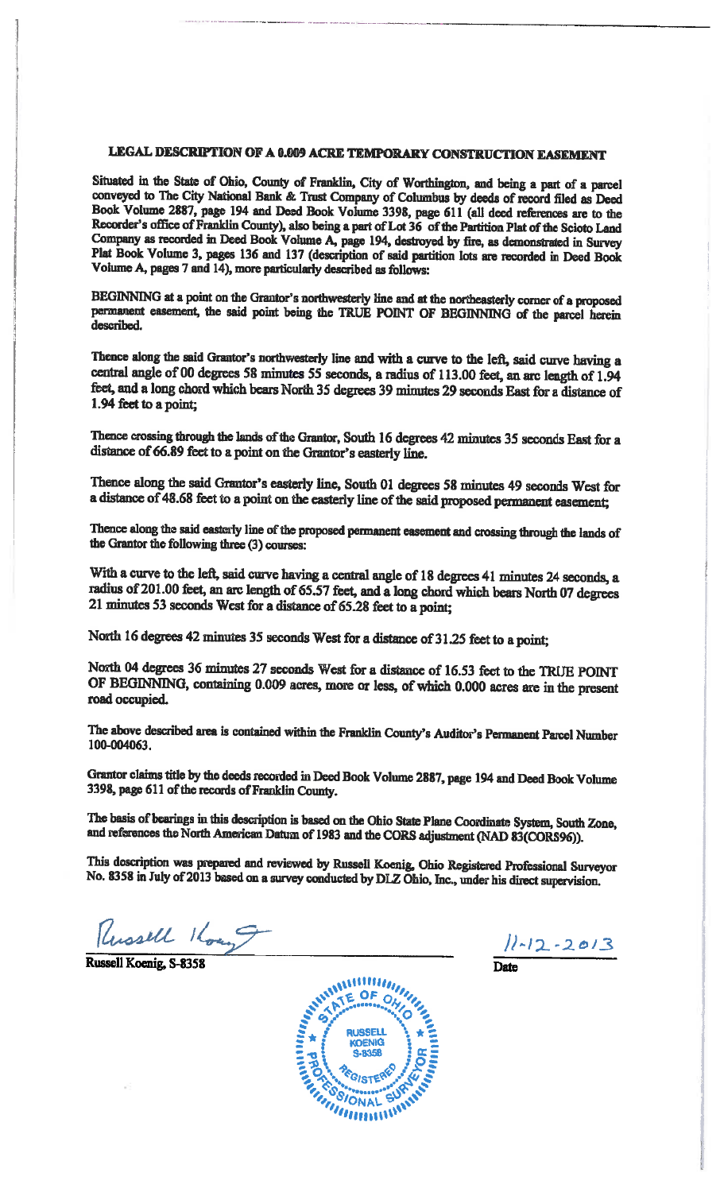## LEGAL DESCRIPTION OF A 0.009 ACRE TEMPORARY CONSTRUCTION EASEMENT

Situated in the State of Ohio, County of Franklin, City of Worthington, and being a part of a parcel conveyed to The City National Bank & Trust Company of Columbus by deeds of record filed as Deed Book Volume 2887, page 194 and Deed Book Volume 3398, page 611 (all deed references are to the Recorder's office of Franklin County), also being a part of Lot 36 of the Partition Plat of the Scioto Land Company as recorded in Deed Book Volume A, page 194, destroyed by fire, as demonstrated in Survey Plat Book Volume 3, pages 136 and 137 (description of said partition lots are recorded in Deed Book Volume A, pages 7 and 14), more particularly described as follows:

BEGINNING at a point on the Grantor's northwesterly line and at the northeasterly corner of a proposed permanent easement, the said point being the TRUE POINT OF BEGINNING of the parcel herein described.

Thence along the said Grantor's northwesterly line and with a curve to the left, said curve having a central angle of 00 degrees 58 minutes 55 seconds, a radius of 113.00 feet, an arc length of 1.94 feet, and a long chord which bears North 35 degrees 39 minutes 29 seconds East for a distance of 1.94 feet to a point;

Thence crossing through the lands of the Grantor, South 16 degrees 42 minutes 35 seconds East for a distance of 66.89 feet to a point on the Grantor's easterly line.

Thence along the said Grantor's easterly line, South 01 degrees 58 minutes 49 seconds West for a distance of 48.68 feet to a point on the easterly line of the said proposed permanent easement;

Thence along the said easterly line of the proposed permanent easement and crossing through the lands of the Grantor the following three (3) courses:

With a curve to the left, said curve having a central angle of 18 degrees 41 minutes 24 seconds, a radius of 201.00 feet, an arc length of 65.57 feet, and a long chord which bears North 07 degrees 21 minutes 53 seconds West for a distance of 65.28 feet to a point;

North 16 degrees 42 minutes 35 seconds West for a distance of 31.25 feet to a point;

North 04 degrees 36 minutes 27 seconds West for a distance of 16.53 feet to the TRUE POINT OF BEGINNING, containing 0.009 acres, more or less, of which 0.000 acres are in the present road occupied.

The above described area is contained within the Franklin County's Auditor's Permanent Parcel Number 100-004063.

Grantor claims title by the deeds recorded in Deed Book Volume 2887, page 194 and Deed Book Volume 3398, page 611 of the records of Franklin County.

The basis of bearings in this description is based on the Ohio State Plane Coordinate System, South Zone, and references the North American Datum of 1983 and the CORS adjustment (NAD 83(CORS96)).

This description was prepared and reviewed by Russell Koenig, Ohio Registered Professional Surveyor No. 8358 in July of 2013 based on a survey conducted by DLZ Ohio, Inc., under his direct supervision.

Russell Koenig

Russell Koenig, S-8358

11-12-2013

Date

STATE OF OHIO
RUSSELL KOENIG
S-8358
REGISTERED
PROFESSIONAL SURVEYOR